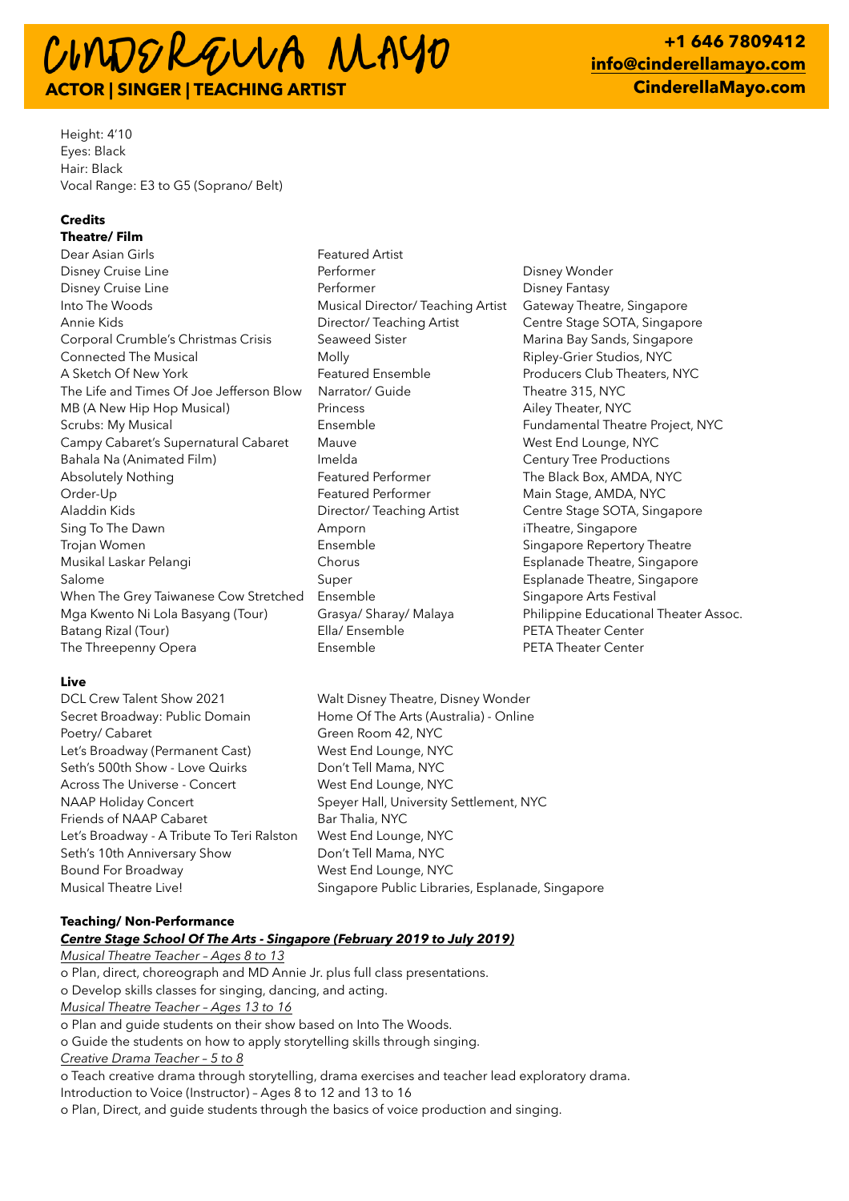# CINDERELLA MAYO

**ACTOR | SINGER | TEACHING ARTIST**

**+1 646 7809412**
**info@cinderellamayo.com**
**CinderellaMayo.com**

Height: 4'10
Eyes: Black
Hair: Black
Vocal Range: E3 to G5 (Soprano/ Belt)

**Credits**

**Theatre/ Film**

| | | |
|---|---|---|
| Dear Asian Girls | Featured Artist | |
| Disney Cruise Line | Performer | Disney Wonder |
| Disney Cruise Line | Performer | Disney Fantasy |
| Into The Woods | Musical Director/ Teaching Artist | Gateway Theatre, Singapore |
| Annie Kids | Director/ Teaching Artist | Centre Stage SOTA, Singapore |
| Corporal Crumble's Christmas Crisis | Seaweed Sister | Marina Bay Sands, Singapore |
| Connected The Musical | Molly | Ripley-Grier Studios, NYC |
| A Sketch Of New York | Featured Ensemble | Producers Club Theaters, NYC |
| The Life and Times Of Joe Jefferson Blow | Narrator/ Guide | Theatre 315, NYC |
| MB (A New Hip Hop Musical) | Princess | Ailey Theater, NYC |
| Scrubs: My Musical | Ensemble | Fundamental Theatre Project, NYC |
| Campy Cabaret's Supernatural Cabaret | Mauve | West End Lounge, NYC |
| Bahala Na (Animated Film) | Imelda | Century Tree Productions |
| Absolutely Nothing | Featured Performer | The Black Box, AMDA, NYC |
| Order-Up | Featured Performer | Main Stage, AMDA, NYC |
| Aladdin Kids | Director/ Teaching Artist | Centre Stage SOTA, Singapore |
| Sing To The Dawn | Amporn | iTheatre, Singapore |
| Trojan Women | Ensemble | Singapore Repertory Theatre |
| Musikal Laskar Pelangi | Chorus | Esplanade Theatre, Singapore |
| Salome | Super | Esplanade Theatre, Singapore |
| When The Grey Taiwanese Cow Stretched | Ensemble | Singapore Arts Festival |
| Mga Kwento Ni Lola Basyang (Tour) | Grasya/ Sharay/ Malaya | Philippine Educational Theater Assoc. |
| Batang Rizal (Tour) | Ella/ Ensemble | PETA Theater Center |
| The Threepenny Opera | Ensemble | PETA Theater Center |

**Live**

| | |
|---|---|
| DCL Crew Talent Show 2021 | Walt Disney Theatre, Disney Wonder |
| Secret Broadway: Public Domain | Home Of The Arts (Australia) - Online |
| Poetry/ Cabaret | Green Room 42, NYC |
| Let's Broadway (Permanent Cast) | West End Lounge, NYC |
| Seth's 500th Show - Love Quirks | Don't Tell Mama, NYC |
| Across The Universe - Concert | West End Lounge, NYC |
| NAAP Holiday Concert | Speyer Hall, University Settlement, NYC |
| Friends of NAAP Cabaret | Bar Thalia, NYC |
| Let's Broadway - A Tribute To Teri Ralston | West End Lounge, NYC |
| Seth's 10th Anniversary Show | Don't Tell Mama, NYC |
| Bound For Broadway | West End Lounge, NYC |
| Musical Theatre Live! | Singapore Public Libraries, Esplanade, Singapore |

**Teaching/ Non-Performance**

***Centre Stage School Of The Arts - Singapore (February 2019 to July 2019)***

*Musical Theatre Teacher – Ages 8 to 13*

o Plan, direct, choreograph and MD Annie Jr. plus full class presentations.
o Develop skills classes for singing, dancing, and acting.

*Musical Theatre Teacher – Ages 13 to 16*

o Plan and guide students on their show based on Into The Woods.
o Guide the students on how to apply storytelling skills through singing.

*Creative Drama Teacher – 5 to 8*

o Teach creative drama through storytelling, drama exercises and teacher lead exploratory drama.

Introduction to Voice (Instructor) – Ages 8 to 12 and 13 to 16

o Plan, Direct, and guide students through the basics of voice production and singing.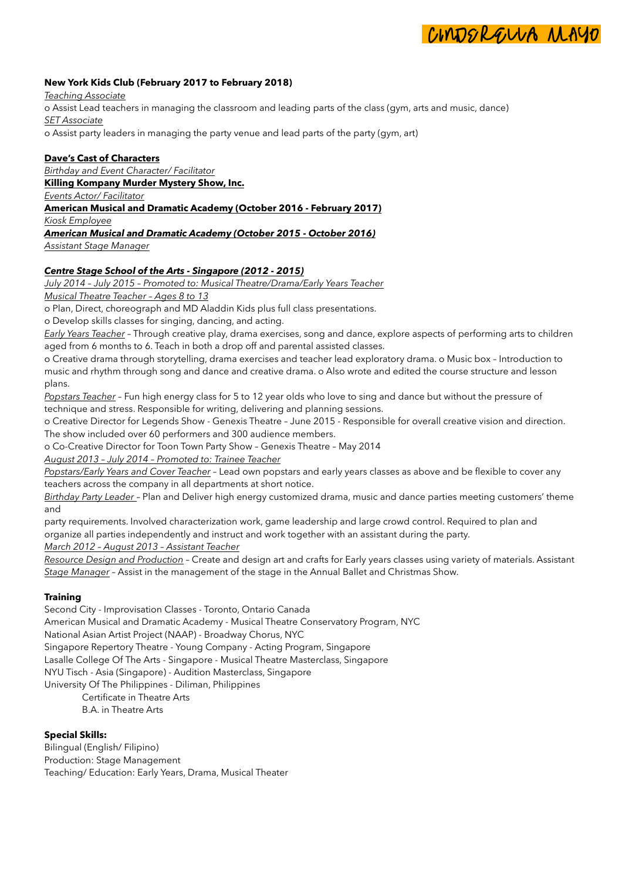**New York Kids Club (February 2017 to February 2018)**

*Teaching Associate*

o Assist Lead teachers in managing the classroom and leading parts of the class (gym, arts and music, dance)

*SET Associate*

o Assist party leaders in managing the party venue and lead parts of the party (gym, art)

**Dave's Cast of Characters**

*Birthday and Event Character/ Facilitator*

**Killing Kompany Murder Mystery Show, Inc.**

*Events Actor/ Facilitator*

**American Musical and Dramatic Academy (October 2016 - February 2017)**

*Kiosk Employee*

***American Musical and Dramatic Academy (October 2015 - October 2016)***

*Assistant Stage Manager*

***Centre Stage School of the Arts - Singapore (2012 - 2015)***

*July 2014 – July 2015 – Promoted to: Musical Theatre/Drama/Early Years Teacher*

*Musical Theatre Teacher – Ages 8 to 13*

o Plan, Direct, choreograph and MD Aladdin Kids plus full class presentations.

o Develop skills classes for singing, dancing, and acting.

*Early Years Teacher* – Through creative play, drama exercises, song and dance, explore aspects of performing arts to children aged from 6 months to 6. Teach in both a drop off and parental assisted classes.

o Creative drama through storytelling, drama exercises and teacher lead exploratory drama. o Music box – Introduction to music and rhythm through song and dance and creative drama. o Also wrote and edited the course structure and lesson plans.

*Popstars Teacher* – Fun high energy class for 5 to 12 year olds who love to sing and dance but without the pressure of technique and stress. Responsible for writing, delivering and planning sessions.

o Creative Director for Legends Show - Genexis Theatre – June 2015 - Responsible for overall creative vision and direction. The show included over 60 performers and 300 audience members.

o Co-Creative Director for Toon Town Party Show – Genexis Theatre – May 2014

*August 2013 – July 2014 – Promoted to: Trainee Teacher*

*Popstars/Early Years and Cover Teacher* – Lead own popstars and early years classes as above and be flexible to cover any teachers across the company in all departments at short notice.

*Birthday Party Leader* – Plan and Deliver high energy customized drama, music and dance parties meeting customers' theme and

party requirements. Involved characterization work, game leadership and large crowd control. Required to plan and organize all parties independently and instruct and work together with an assistant during the party.

*March 2012 – August 2013 – Assistant Teacher*

*Resource Design and Production* – Create and design art and crafts for Early years classes using variety of materials. Assistant *Stage Manager* – Assist in the management of the stage in the Annual Ballet and Christmas Show.

**Training**

Second City - Improvisation Classes - Toronto, Ontario Canada

American Musical and Dramatic Academy - Musical Theatre Conservatory Program, NYC

National Asian Artist Project (NAAP) - Broadway Chorus, NYC

Singapore Repertory Theatre - Young Company - Acting Program, Singapore

Lasalle College Of The Arts - Singapore - Musical Theatre Masterclass, Singapore

NYU Tisch - Asia (Singapore) - Audition Masterclass, Singapore

University Of The Philippines - Diliman, Philippines

Certificate in Theatre Arts

B.A. in Theatre Arts

**Special Skills:**

Bilingual (English/ Filipino)

Production: Stage Management

Teaching/ Education: Early Years, Drama, Musical Theater